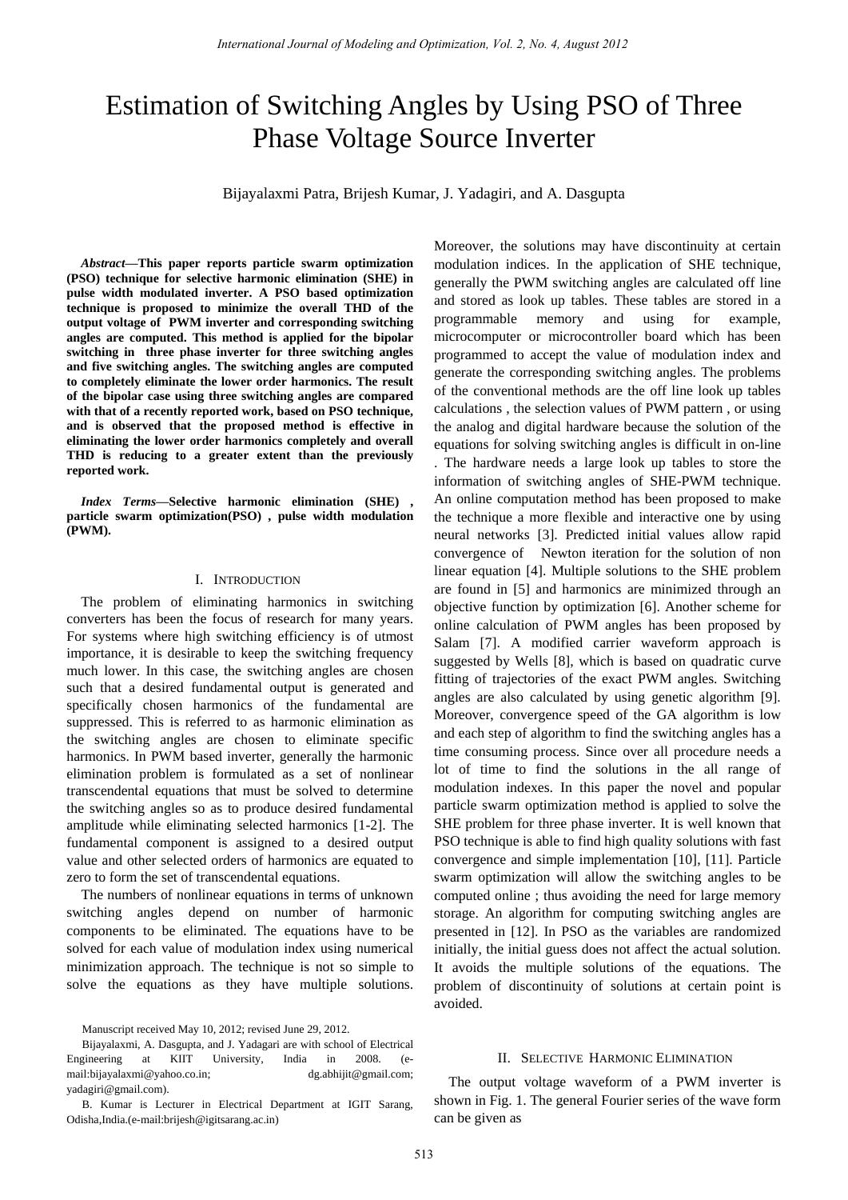# Estimation of Switching Angles by Using PSO of Three Phase Voltage Source Inverter

Bijayalaxmi Patra, Brijesh Kumar, J. Yadagiri, and A. Dasgupta

***Abstract*—This paper reports particle swarm optimization (PSO) technique for selective harmonic elimination (SHE) in pulse width modulated inverter. A PSO based optimization technique is proposed to minimize the overall THD of the output voltage of PWM inverter and corresponding switching angles are computed. This method is applied for the bipolar switching in three phase inverter for three switching angles and five switching angles. The switching angles are computed to completely eliminate the lower order harmonics. The result of the bipolar case using three switching angles are compared with that of a recently reported work, based on PSO technique, and is observed that the proposed method is effective in eliminating the lower order harmonics completely and overall THD is reducing to a greater extent than the previously reported work.**

***Index Terms*—Selective harmonic elimination (SHE) , particle swarm optimization(PSO) , pulse width modulation (PWM).**

## I. Introduction

The problem of eliminating harmonics in switching converters has been the focus of research for many years. For systems where high switching efficiency is of utmost importance, it is desirable to keep the switching frequency much lower. In this case, the switching angles are chosen such that a desired fundamental output is generated and specifically chosen harmonics of the fundamental are suppressed. This is referred to as harmonic elimination as the switching angles are chosen to eliminate specific harmonics. In PWM based inverter, generally the harmonic elimination problem is formulated as a set of nonlinear transcendental equations that must be solved to determine the switching angles so as to produce desired fundamental amplitude while eliminating selected harmonics [1-2]. The fundamental component is assigned to a desired output value and other selected orders of harmonics are equated to zero to form the set of transcendental equations.

The numbers of nonlinear equations in terms of unknown switching angles depend on number of harmonic components to be eliminated. The equations have to be solved for each value of modulation index using numerical minimization approach. The technique is not so simple to solve the equations as they have multiple solutions. Moreover, the solutions may have discontinuity at certain modulation indices. In the application of SHE technique, generally the PWM switching angles are calculated off line and stored as look up tables. These tables are stored in a programmable memory and using for example, microcomputer or microcontroller board which has been programmed to accept the value of modulation index and generate the corresponding switching angles. The problems of the conventional methods are the off line look up tables calculations , the selection values of PWM pattern , or using the analog and digital hardware because the solution of the equations for solving switching angles is difficult in on-line . The hardware needs a large look up tables to store the information of switching angles of SHE-PWM technique. An online computation method has been proposed to make the technique a more flexible and interactive one by using neural networks [3]. Predicted initial values allow rapid convergence of Newton iteration for the solution of non linear equation [4]. Multiple solutions to the SHE problem are found in [5] and harmonics are minimized through an objective function by optimization [6]. Another scheme for online calculation of PWM angles has been proposed by Salam [7]. A modified carrier waveform approach is suggested by Wells [8], which is based on quadratic curve fitting of trajectories of the exact PWM angles. Switching angles are also calculated by using genetic algorithm [9]. Moreover, convergence speed of the GA algorithm is low and each step of algorithm to find the switching angles has a time consuming process. Since over all procedure needs a lot of time to find the solutions in the all range of modulation indexes. In this paper the novel and popular particle swarm optimization method is applied to solve the SHE problem for three phase inverter. It is well known that PSO technique is able to find high quality solutions with fast convergence and simple implementation [10], [11]. Particle swarm optimization will allow the switching angles to be computed online ; thus avoiding the need for large memory storage. An algorithm for computing switching angles are presented in [12]. In PSO as the variables are randomized initially, the initial guess does not affect the actual solution. It avoids the multiple solutions of the equations. The problem of discontinuity of solutions at certain point is avoided.

Manuscript received May 10, 2012; revised June 29, 2012.

Bijayalaxmi, A. Dasgupta, and J. Yadagari are with school of Electrical Engineering at KIIT University, India in 2008. (e-mail:bijayalaxmi@yahoo.co.in; dg.abhijit@gmail.com; yadagiri@gmail.com).

B. Kumar is Lecturer in Electrical Department at IGIT Sarang, Odisha,India.(e-mail:brijesh@igitsarang.ac.in)

## II. Selective Harmonic Elimination

The output voltage waveform of a PWM inverter is shown in Fig. 1. The general Fourier series of the wave form can be given as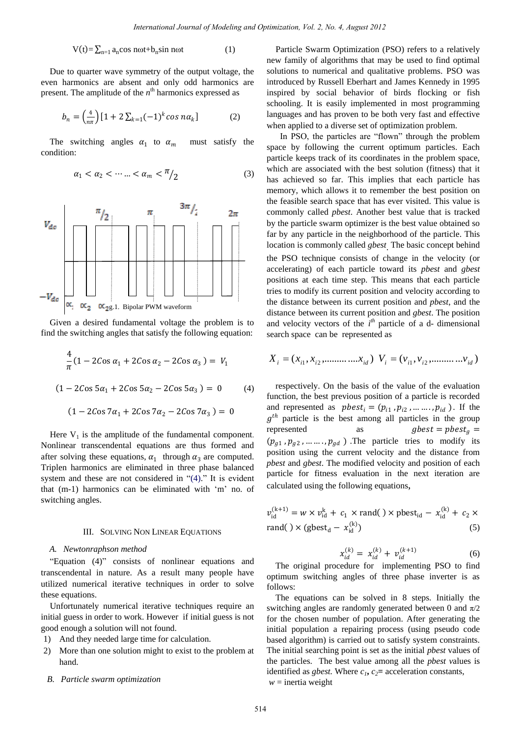$$V(t)=\sum_{n=1} a_n \cos n\omega t + b_n \sin n\omega t \qquad (1)$$

Due to quarter wave symmetry of the output voltage, the even harmonics are absent and only odd harmonics are present. The amplitude of the $n^{th}$ harmonics expressed as

$$b_n = \left(\frac{4}{n\pi}\right)\left[1 + 2\sum_{k=1}(-1)^k \cos n\alpha_k\right] \qquad (2)$$

The switching angles $\alpha_1$ to $\alpha_m$ must satisfy the condition:

$$\alpha_1 < \alpha_2 < \cdots \ldots < \alpha_m < \pi/2 \qquad (3)$$

$V_{dc}$

$-V_{dc}$

$\pi/2$ $\pi$ $3\pi/2$ $2\pi$

$\alpha_1$ $\alpha_2$ $\alpha_3$

Fig.1. Bipolar PWM waveform

Given a desired fundamental voltage the problem is to find the switching angles that satisfy the following equation:

$$\frac{4}{\pi}(1 - 2\cos\alpha_1 + 2\cos\alpha_2 - 2\cos\alpha_3) = V_1$$

$$(1 - 2\cos 5\alpha_1 + 2\cos 5\alpha_2 - 2\cos 5\alpha_3) = 0 \qquad (4)$$

$$(1 - 2\cos 7\alpha_1 + 2\cos 7\alpha_2 - 2\cos 7\alpha_3) = 0$$

Here $V_1$ is the amplitude of the fundamental component. Nonlinear transcendental equations are thus formed and after solving these equations, $\alpha_1$ through $\alpha_3$ are computed. Triplen harmonics are eliminated in three phase balanced system and these are not considered in "(4)." It is evident that (m-1) harmonics can be eliminated with 'm' no. of switching angles.

## III. Solving Non Linear Equations

### A. Newtonraphson method

"Equation (4)" consists of nonlinear equations and transcendental in nature. As a result many people have utilized numerical iterative techniques in order to solve these equations.

Unfortunately numerical iterative techniques require an initial guess in order to work. However if initial guess is not good enough a solution will not found.

1) And they needed large time for calculation.
2) More than one solution might to exist to the problem at hand.

### B. Particle swarm optimization

Particle Swarm Optimization (PSO) refers to a relatively new family of algorithms that may be used to find optimal solutions to numerical and qualitative problems. PSO was introduced by Russell Eberhart and James Kennedy in 1995 inspired by social behavior of birds flocking or fish schooling. It is easily implemented in most programming languages and has proven to be both very fast and effective when applied to a diverse set of optimization problem.

In PSO, the particles are "flown" through the problem space by following the current optimum particles. Each particle keeps track of its coordinates in the problem space, which are associated with the best solution (fitness) that it has achieved so far. This implies that each particle has memory, which allows it to remember the best position on the feasible search space that has ever visited. This value is commonly called *pbest*. Another best value that is tracked by the particle swarm optimizer is the best value obtained so far by any particle in the neighborhood of the particle. This location is commonly called *gbest*. The basic concept behind the PSO technique consists of change in the velocity (or accelerating) of each particle toward its *pbest* and *gbest* positions at each time step. This means that each particle tries to modify its current position and velocity according to the distance between its current position and *pbest*, and the distance between its current position and *gbest*. The position and velocity vectors of the $i^{th}$ particle of a d- dimensional search space can be represented as

$$X_i = (x_{i1}, x_{i2}, \ldots\ldots\ldots x_{id}) \;\; V_i = (v_{i1}, v_{i2}, \ldots\ldots\ldots v_{id})$$

respectively. On the basis of the value of the evaluation function, the best previous position of a particle is recorded and represented as $pbest_i = (p_{i1}, p_{i2}, \ldots\ldots, p_{id})$. If the $g^{th}$ particle is the best among all particles in the group represented as $gbest = pbest_g = (p_{g1}, p_{g2}, \ldots\ldots, p_{gd})$. The particle tries to modify its position using the current velocity and the distance from *pbest* and *gbest*. The modified velocity and position of each particle for fitness evaluation in the next iteration are calculated using the following equations,

$$v_{id}^{(k+1)} = w \times v_{id}^{k} + c_1 \times \text{rand}(\,) \times \text{pbest}_{id} - x_{id}^{(k)} + c_2 \times \text{rand}(\,) \times (\text{gbest}_d - x_{id}^{(k)}) \qquad (5)$$

$$x_{id}^{(k)} = x_{id}^{(k)} + v_{id}^{(k+1)} \qquad (6)$$

The original procedure for implementing PSO to find optimum switching angles of three phase inverter is as follows:

The equations can be solved in 8 steps. Initially the switching angles are randomly generated between 0 and $\pi/2$ for the chosen number of population. After generating the initial population a repairing process (using pseudo code based algorithm) is carried out to satisfy system constraints. The initial searching point is set as the initial *pbest* values of the particles. The best value among all the *pbest* values is identified as *gbest*. Where $c_1$, $c_2$= acceleration constants, $w$ = inertia weight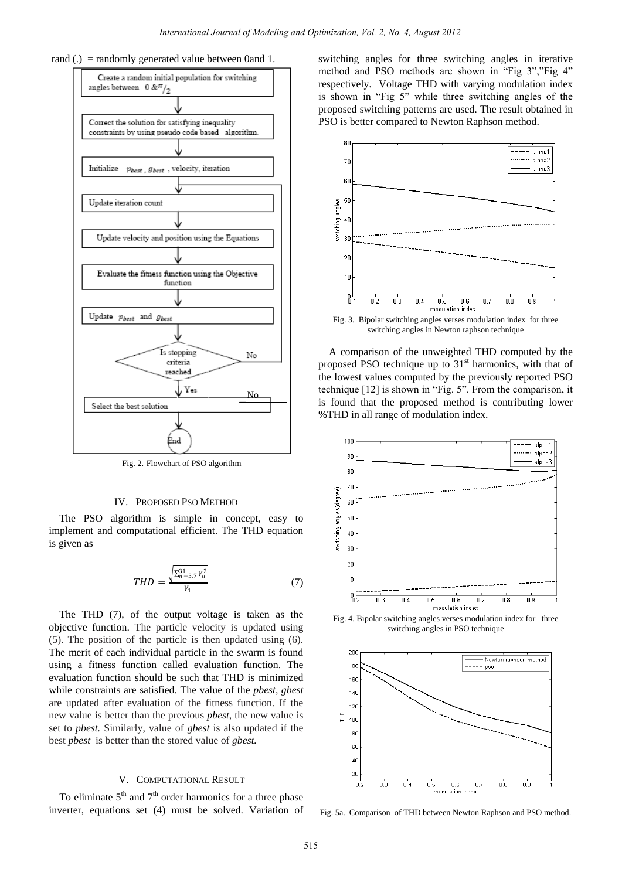rand (.) = randomly generated value between 0and 1.

Fig. 2. Flowchart of PSO algorithm

## IV. Proposed PSO Method

The PSO algorithm is simple in concept, easy to implement and computational efficient. The THD equation is given as

$$THD = \frac{\sqrt{\sum_{n=5,7}^{31} V_n^2}}{V_1} \qquad (7)$$

The THD (7), of the output voltage is taken as the objective function. The particle velocity is updated using (5). The position of the particle is then updated using (6). The merit of each individual particle in the swarm is found using a fitness function called evaluation function. The evaluation function should be such that THD is minimized while constraints are satisfied. The value of the *pbest*, *gbest* are updated after evaluation of the fitness function. If the new value is better than the previous *pbest*, the new value is set to *pbest.* Similarly, value of *gbest* is also updated if the best *pbest* is better than the stored value of *gbest.*

## V. Computational Result

To eliminate 5[th] and 7[th] order harmonics for a three phase inverter, equations set (4) must be solved. Variation of switching angles for three switching angles in iterative method and PSO methods are shown in "Fig 3","Fig 4" respectively. Voltage THD with varying modulation index is shown in "Fig 5" while three switching angles of the proposed switching patterns are used. The result obtained in PSO is better compared to Newton Raphson method.

Fig. 3. Bipolar switching angles verses modulation index for three switching angles in Newton raphson technique

A comparison of the unweighted THD computed by the proposed PSO technique up to 31[st] harmonics, with that of the lowest values computed by the previously reported PSO technique [12] is shown in "Fig. 5". From the comparison, it is found that the proposed method is contributing lower %THD in all range of modulation index.

Fig. 4. Bipolar switching angles verses modulation index for three switching angles in PSO technique

Fig. 5a. Comparison of THD between Newton Raphson and PSO method.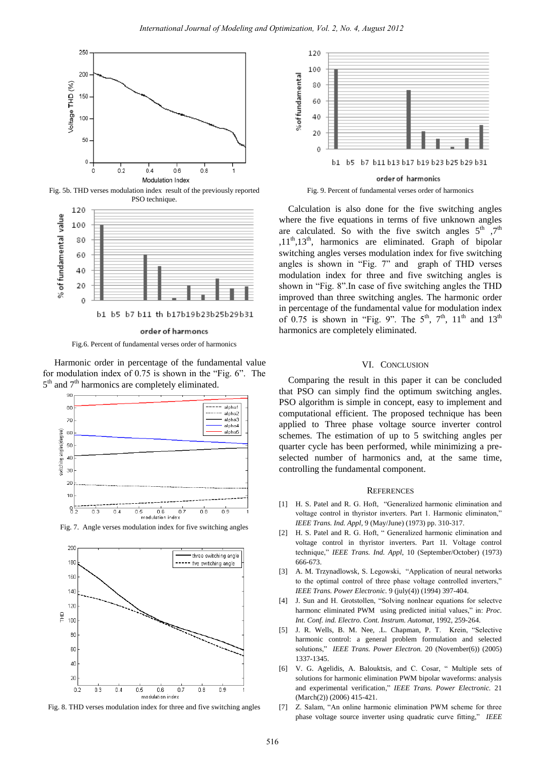Fig. 5b. THD verses modulation index result of the previously reported PSO technique.

Fig.6. Percent of fundamental verses order of harmonics

Harmonic order in percentage of the fundamental value for modulation index of 0.75 is shown in the "Fig. 6". The $5^{th}$ and $7^{th}$ harmonics are completely eliminated.

Fig. 7. Angle verses modulation index for five switching angles

Fig. 8. THD verses modulation index for three and five switching angles

Fig. 9. Percent of fundamental verses order of harmonics

Calculation is also done for the five switching angles where the five equations in terms of five unknown angles are calculated. So with the five switch angles $5^{th}$, $7^{th}$, $11^{th}$, $13^{th}$, harmonics are eliminated. Graph of bipolar switching angles verses modulation index for five switching angles is shown in "Fig. 7" and graph of THD verses modulation index for three and five switching angles is shown in "Fig. 8". In case of five switching angles the THD improved than three switching angles. The harmonic order in percentage of the fundamental value for modulation index of 0.75 is shown in "Fig. 9". The $5^{th}$, $7^{th}$, $11^{th}$ and $13^{th}$ harmonics are completely eliminated.

## VI. Conclusion

Comparing the result in this paper it can be concluded that PSO can simply find the optimum switching angles. PSO algorithm is simple in concept, easy to implement and computational efficient. The proposed technique has been applied to Three phase voltage source inverter control schemes. The estimation of up to 5 switching angles per quarter cycle has been performed, while minimizing a pre-selected number of harmonics and, at the same time, controlling the fundamental component.

## References

[1] H. S. Patel and R. G. Hoft, "Generalized harmonic elimination and voltage control in thyristor inverters. Part 1. Harmonic eliminaton," *IEEE Trans. Ind. Appl*, 9 (May/June) (1973) pp. 310-317.

[2] H. S. Patel and R. G. Hoft, " Generalized harmonic elimination and voltage control in thyristor inverters. Part II. Voltage control technique," *IEEE Trans. Ind. Appl*, 10 (September/October) (1973) 666-673.

[3] A. M. Trzynadlowsk, S. Legowski, "Application of neural networks to the optimal control of three phase voltage controlled inverters," *IEEE Trans. Power Electronic*. 9 (july(4)) (1994) 397-404.

[4] J. Sun and H. Grotstollen, "Solving nonlnear equations for selectve harmonc eliminated PWM using predicted initial values," in: *Proc. Int. Conf. ind. Electro. Cont. Instrum. Automat*, 1992, 259-264.

[5] J. R. Wells, B. M. Nee, .L. Chapman, P. T. Krein, "Selective harmonic control: a general problem formulation and selected solutions," *IEEE Trans. Power Electron.* 20 (November(6)) (2005) 1337-1345.

[6] V. G. Agelidis, A. Balouktsis, and C. Cosar, " Multiple sets of solutions for harmonic elimination PWM bipolar waveforms: analysis and experimental verification," *IEEE Trans. Power Electronic.* 21 (March(2)) (2006) 415-421.

[7] Z. Salam, "An online harmonic elimination PWM scheme for three phase voltage source inverter using quadratic curve fitting," *IEEE*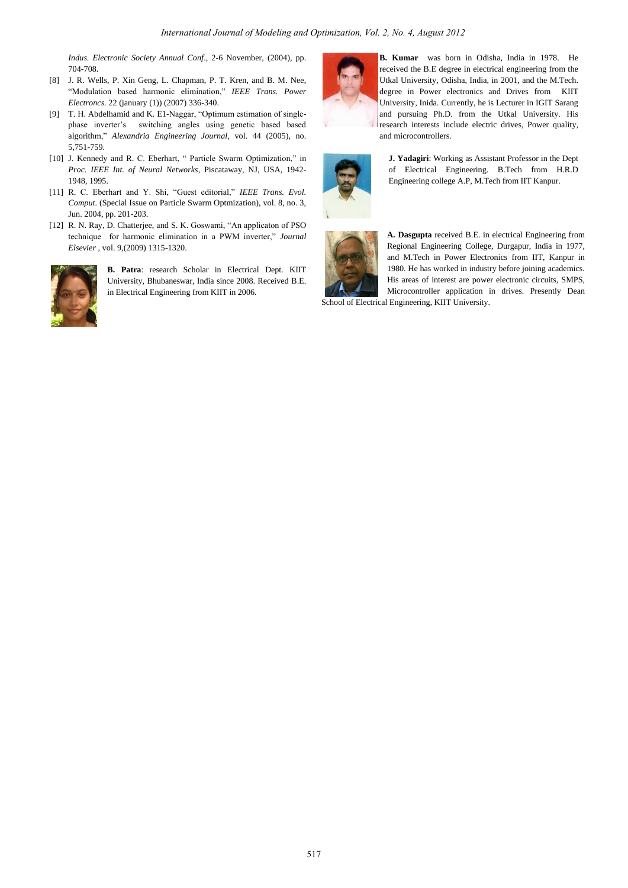*Indus. Electronic Society Annual Conf*., 2-6 November, (2004), pp. 704-708.

[8] J. R. Wells, P. Xin Geng, L. Chapman, P. T. Kren, and B. M. Nee, "Modulation based harmonic elimination," *IEEE Trans. Power Electroncs.* 22 (january (1)) (2007) 336-340.

[9] T. H. Abdelhamid and K. E1-Naggar, "Optimum estimation of single-phase inverter's switching angles using genetic based based algorithm," *Alexandria Engineering Journal*, vol. 44 (2005), no. 5,751-759.

[10] J. Kennedy and R. C. Eberhart, " Particle Swarm Optimization," in *Proc. IEEE Int. of Neural Networks*, Piscataway, NJ, USA, 1942-1948, 1995.

[11] R. C. Eberhart and Y. Shi, "Guest editorial," *IEEE Trans. Evol. Comput*. (Special Issue on Particle Swarm Optmization), vol. 8, no. 3, Jun. 2004, pp. 201-203.

[12] R. N. Ray, D. Chatterjee, and S. K. Goswami, "An applicaton of PSO technique for harmonic elimination in a PWM inverter," *Journal Elsevier* , vol. 9,(2009) 1315-1320.

**B. Patra**: research Scholar in Electrical Dept. KIIT University, Bhubaneswar, India since 2008. Received B.E. in Electrical Engineering from KIIT in 2006.

**B. Kumar** was born in Odisha, India in 1978. He received the B.E degree in electrical engineering from the Utkal University, Odisha, India, in 2001, and the M.Tech. degree in Power electronics and Drives from KIIT University, Inida. Currently, he is Lecturer in IGIT Sarang and pursuing Ph.D. from the Utkal University. His research interests include electric drives, Power quality, and microcontrollers.

**J. Yadagiri**: Working as Assistant Professor in the Dept of Electrical Engineering. B.Tech from H.R.D Engineering college A.P, M.Tech from IIT Kanpur.

**A. Dasgupta** received B.E. in electrical Engineering from Regional Engineering College, Durgapur, India in 1977, and M.Tech in Power Electronics from IIT, Kanpur in 1980. He has worked in industry before joining academics. His areas of interest are power electronic circuits, SMPS, Microcontroller application in drives. Presently Dean School of Electrical Engineering, KIIT University.